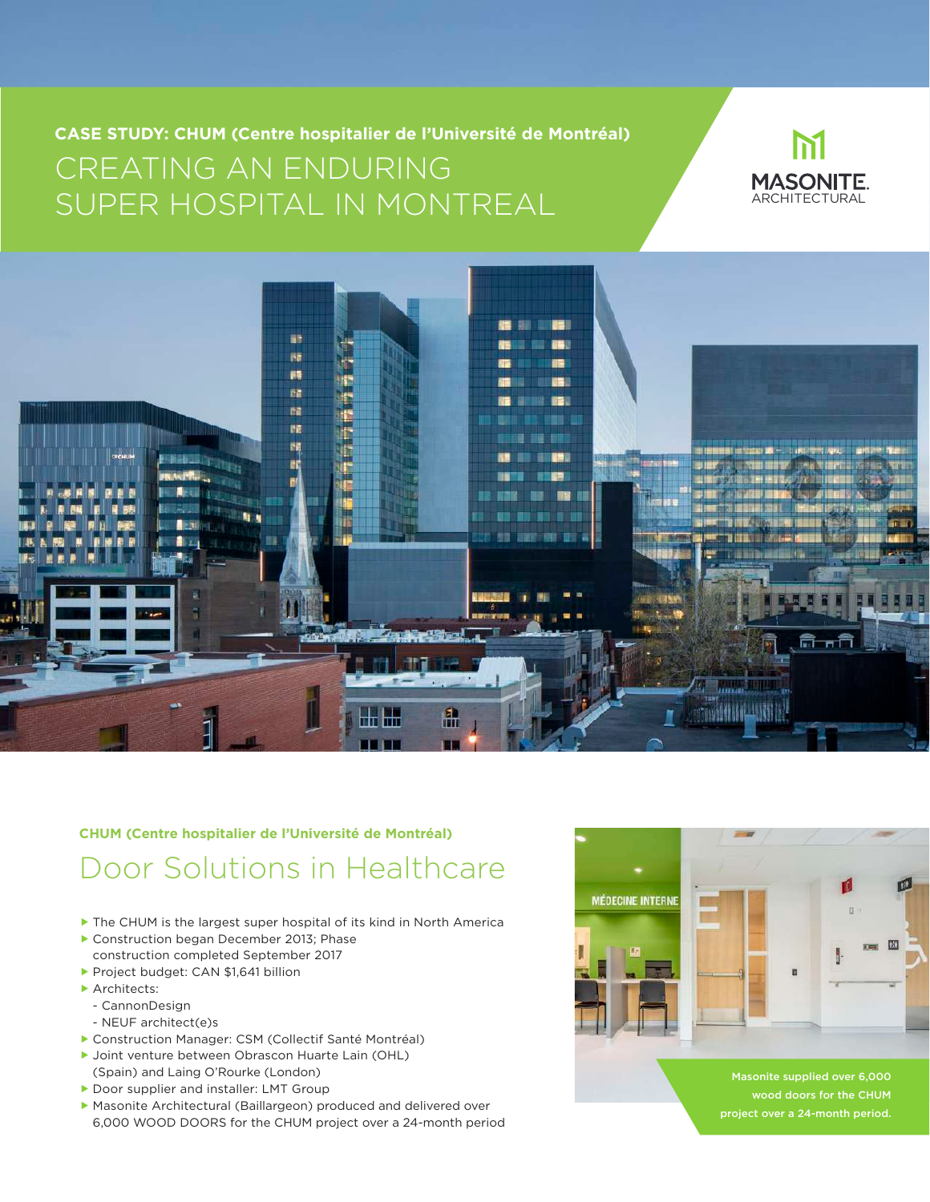**CASE STUDY: CHUM (Centre hospitalier de l'Université de Montréal)**

# CREATING AN ENDURING SUPER HOSPITAL IN MONTREAL

MASONITE. ARCHITECTURAL

**CHUM (Centre hospitalier de l'Université de Montréal)**

## Door Solutions in Healthcare

- The CHUM is the largest super hospital of its kind in North America
- Construction began December 2013; Phase construction completed September 2017
- Project budget: CAN $1,641 billion
- Architects:
  - CannonDesign
  - NEUF architect(e)s
- Construction Manager: CSM (Collectif Santé Montréal)
- Joint venture between Obrascon Huarte Lain (OHL) (Spain) and Laing O'Rourke (London)
- Door supplier and installer: LMT Group
- Masonite Architectural (Baillargeon) produced and delivered over 6,000 WOOD DOORS for the CHUM project over a 24-month period

Masonite supplied over 6,000 wood doors for the CHUM project over a 24-month period.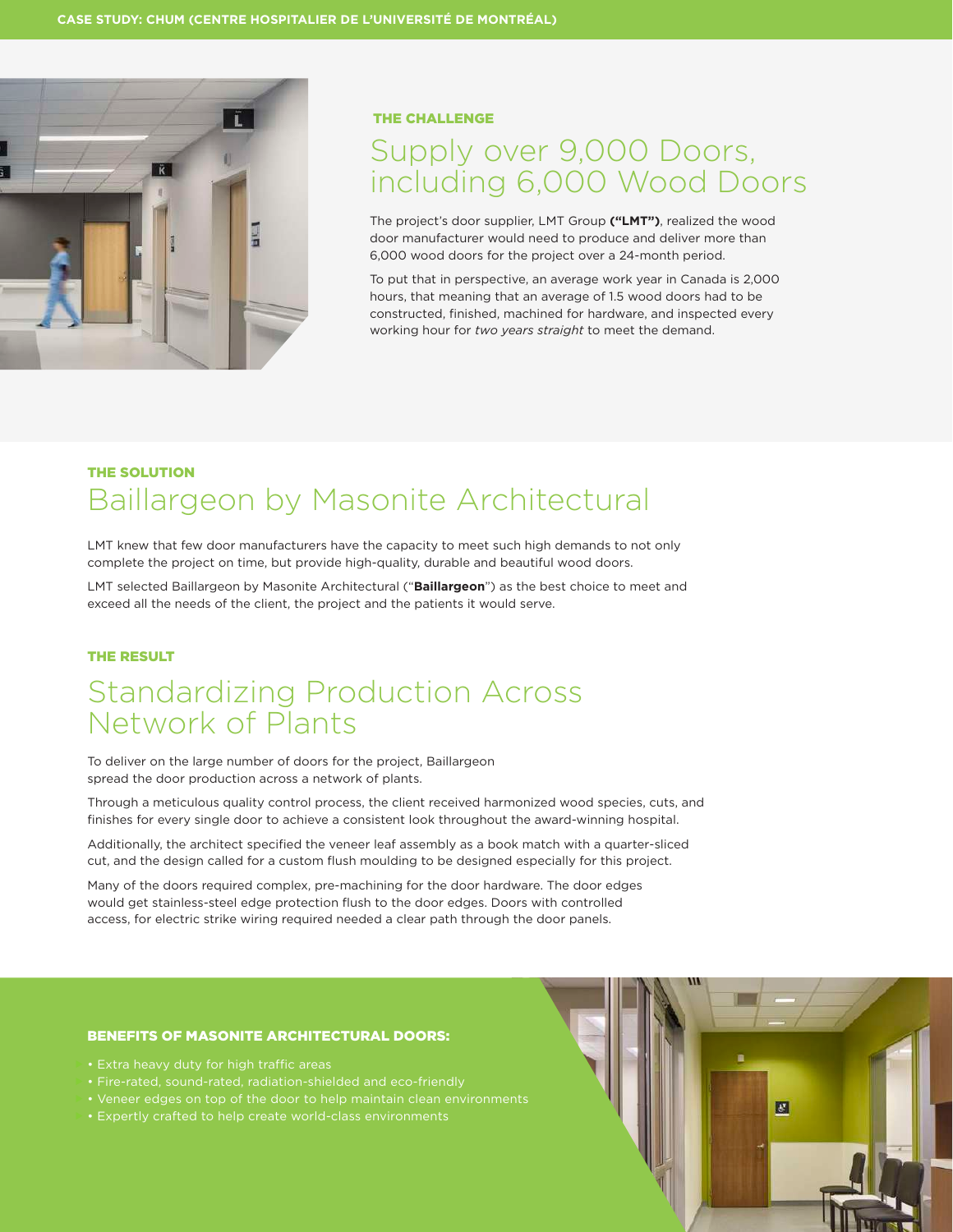## THE CHALLENGE

# Supply over 9,000 Doors, including 6,000 Wood Doors

The project's door supplier, LMT Group **("LMT")**, realized the wood door manufacturer would need to produce and deliver more than 6,000 wood doors for the project over a 24-month period.

To put that in perspective, an average work year in Canada is 2,000 hours, that meaning that an average of 1.5 wood doors had to be constructed, finished, machined for hardware, and inspected every working hour for *two years straight* to meet the demand.

## THE SOLUTION

# Baillargeon by Masonite Architectural

LMT knew that few door manufacturers have the capacity to meet such high demands to not only complete the project on time, but provide high-quality, durable and beautiful wood doors.

LMT selected Baillargeon by Masonite Architectural ("**Baillargeon**") as the best choice to meet and exceed all the needs of the client, the project and the patients it would serve.

## THE RESULT

# Standardizing Production Across Network of Plants

To deliver on the large number of doors for the project, Baillargeon spread the door production across a network of plants.

Through a meticulous quality control process, the client received harmonized wood species, cuts, and finishes for every single door to achieve a consistent look throughout the award-winning hospital.

Additionally, the architect specified the veneer leaf assembly as a book match with a quarter-sliced cut, and the design called for a custom flush moulding to be designed especially for this project.

Many of the doors required complex, pre-machining for the door hardware. The door edges would get stainless-steel edge protection flush to the door edges. Doors with controlled access, for electric strike wiring required needed a clear path through the door panels.

## BENEFITS OF MASONITE ARCHITECTURAL DOORS:

- Extra heavy duty for high traffic areas
- Fire-rated, sound-rated, radiation-shielded and eco-friendly
- Veneer edges on top of the door to help maintain clean environments
- Expertly crafted to help create world-class environments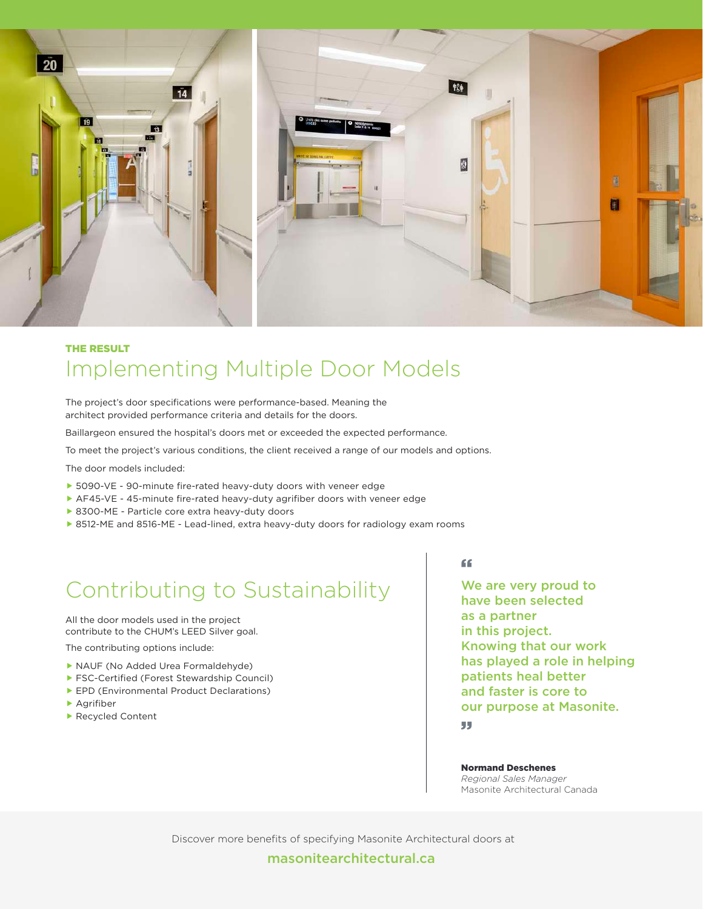THE RESULT

## Implementing Multiple Door Models

The project's door specifications were performance-based. Meaning the architect provided performance criteria and details for the doors.

Baillargeon ensured the hospital's doors met or exceeded the expected performance.

To meet the project's various conditions, the client received a range of our models and options.

The door models included:

- 5090-VE - 90-minute fire-rated heavy-duty doors with veneer edge
- AF45-VE - 45-minute fire-rated heavy-duty agrifiber doors with veneer edge
- 8300-ME - Particle core extra heavy-duty doors
- 8512-ME and 8516-ME - Lead-lined, extra heavy-duty doors for radiology exam rooms

## Contributing to Sustainability

All the door models used in the project contribute to the CHUM's LEED Silver goal.

The contributing options include:

- NAUF (No Added Urea Formaldehyde)
- FSC-Certified (Forest Stewardship Council)
- EPD (Environmental Product Declarations)
- Agrifiber
- Recycled Content

> "We are very proud to have been selected as a partner in this project. Knowing that our work has played a role in helping patients heal better and faster is core to our purpose at Masonite."

**Normand Deschenes**
*Regional Sales Manager*
Masonite Architectural Canada

Discover more benefits of specifying Masonite Architectural doors at

masonitearchitectural.ca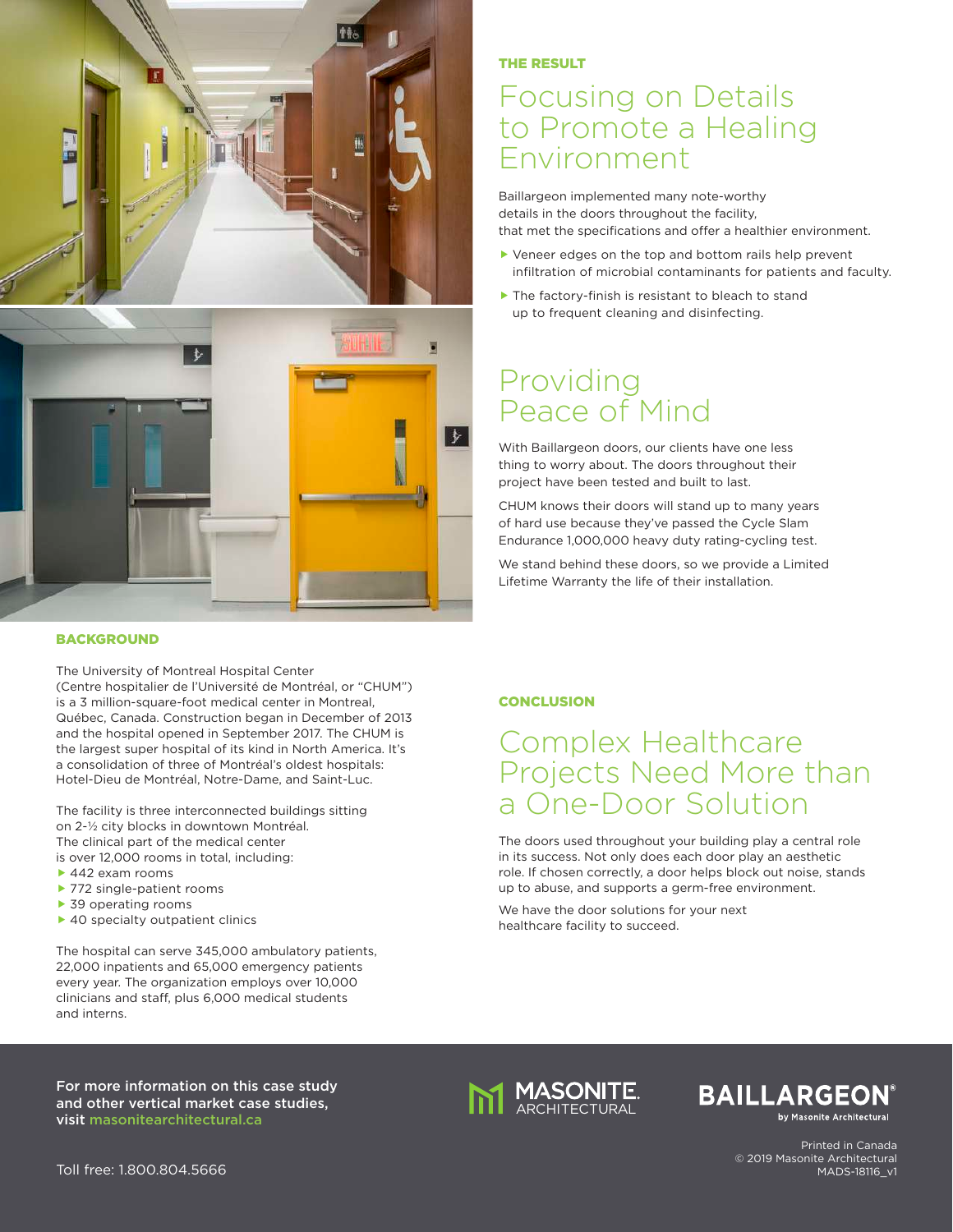### THE RESULT

## Focusing on Details to Promote a Healing Environment

Baillargeon implemented many note-worthy details in the doors throughout the facility, that met the specifications and offer a healthier environment.

- Veneer edges on the top and bottom rails help prevent infiltration of microbial contaminants for patients and faculty.
- The factory-finish is resistant to bleach to stand up to frequent cleaning and disinfecting.

## Providing Peace of Mind

With Baillargeon doors, our clients have one less thing to worry about. The doors throughout their project have been tested and built to last.

CHUM knows their doors will stand up to many years of hard use because they've passed the Cycle Slam Endurance 1,000,000 heavy duty rating-cycling test.

We stand behind these doors, so we provide a Limited Lifetime Warranty the life of their installation.

### BACKGROUND

The University of Montreal Hospital Center (Centre hospitalier de l'Université de Montréal, or "CHUM") is a 3 million-square-foot medical center in Montreal, Québec, Canada. Construction began in December of 2013 and the hospital opened in September 2017. The CHUM is the largest super hospital of its kind in North America. It's a consolidation of three of Montréal's oldest hospitals: Hotel-Dieu de Montréal, Notre-Dame, and Saint-Luc.

The facility is three interconnected buildings sitting on 2-½ city blocks in downtown Montréal. The clinical part of the medical center is over 12,000 rooms in total, including:

- 442 exam rooms
- 772 single-patient rooms
- 39 operating rooms
- 40 specialty outpatient clinics

The hospital can serve 345,000 ambulatory patients, 22,000 inpatients and 65,000 emergency patients every year. The organization employs over 10,000 clinicians and staff, plus 6,000 medical students and interns.

### CONCLUSION

## Complex Healthcare Projects Need More than a One-Door Solution

The doors used throughout your building play a central role in its success. Not only does each door play an aesthetic role. If chosen correctly, a door helps block out noise, stands up to abuse, and supports a germ-free environment.

We have the door solutions for your next healthcare facility to succeed.

**For more information on this case study and other vertical market case studies, visit masonitearchitectural.ca**

Toll free: 1.800.804.5666

MASONITE ARCHITECTURAL

BAILLARGEON® by Masonite Architectural

Printed in Canada
© 2019 Masonite Architectural
MADS-18116_v1